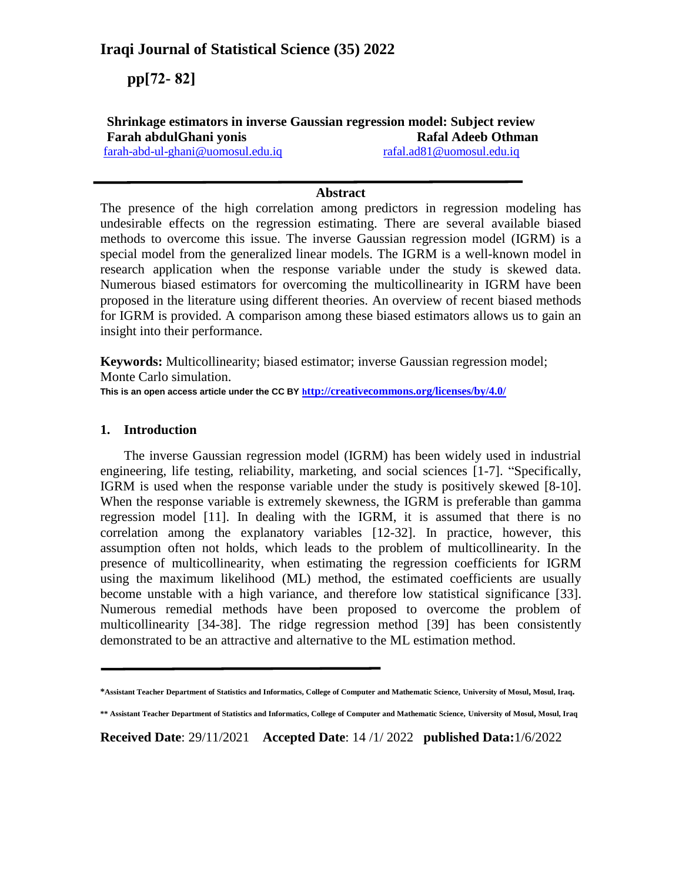**Shrinkage estimators in inverse Gaussian regression model: Subject review**

**Farah abdulGhani yonis** — farah-abd-ul-ghani@uomosul.edu.iq

**Rafal Adeeb Othman** — rafal.ad81@uomosul.edu.iq

## Abstract

The presence of the high correlation among predictors in regression modeling has undesirable effects on the regression estimating. There are several available biased methods to overcome this issue. The inverse Gaussian regression model (IGRM) is a special model from the generalized linear models. The IGRM is a well-known model in research application when the response variable under the study is skewed data. Numerous biased estimators for overcoming the multicollinearity in IGRM have been proposed in the literature using different theories. An overview of recent biased methods for IGRM is provided. A comparison among these biased estimators allows us to gain an insight into their performance.

**Keywords:** Multicollinearity; biased estimator; inverse Gaussian regression model; Monte Carlo simulation.

**This is an open access article under the CC BY http://creativecommons.org/licenses/by/4.0/**

## 1. Introduction

The inverse Gaussian regression model (IGRM) has been widely used in industrial engineering, life testing, reliability, marketing, and social sciences [1-7]. "Specifically, IGRM is used when the response variable under the study is positively skewed [8-10]. When the response variable is extremely skewness, the IGRM is preferable than gamma regression model [11]. In dealing with the IGRM, it is assumed that there is no correlation among the explanatory variables [12-32]. In practice, however, this assumption often not holds, which leads to the problem of multicollinearity. In the presence of multicollinearity, when estimating the regression coefficients for IGRM using the maximum likelihood (ML) method, the estimated coefficients are usually become unstable with a high variance, and therefore low statistical significance [33]. Numerous remedial methods have been proposed to overcome the problem of multicollinearity [34-38]. The ridge regression method [39] has been consistently demonstrated to be an attractive and alternative to the ML estimation method.

---

*Assistant Teacher Department of Statistics and Informatics, College of Computer and Mathematic Science, University of Mosul, Mosul, Iraq.

** Assistant Teacher Department of Statistics and Informatics, College of Computer and Mathematic Science, University of Mosul, Mosul, Iraq

**Received Date**: 29/11/2021 **Accepted Date**: 14 /1/ 2022 **published Data:**1/6/2022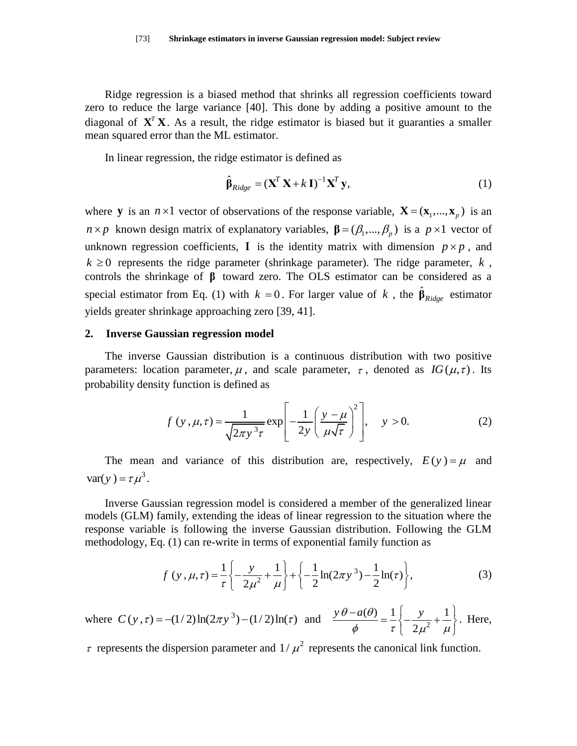Ridge regression is a biased method that shrinks all regression coefficients toward zero to reduce the large variance [40]. This done by adding a positive amount to the diagonal of $\mathbf{X}^T\mathbf{X}$. As a result, the ridge estimator is biased but it guaranties a smaller mean squared error than the ML estimator.

In linear regression, the ridge estimator is defined as

$$\hat{\boldsymbol{\beta}}_{Ridge} = (\mathbf{X}^T\mathbf{X} + k\,\mathbf{I})^{-1}\mathbf{X}^T\mathbf{y}, \tag{1}$$

where $\mathbf{y}$ is an $n \times 1$ vector of observations of the response variable, $\mathbf{X} = (\mathbf{x}_1, ..., \mathbf{x}_p)$ is an $n \times p$ known design matrix of explanatory variables, $\boldsymbol{\beta} = (\beta_1, ..., \beta_p)$ is a $p \times 1$ vector of unknown regression coefficients, $\mathbf{I}$ is the identity matrix with dimension $p \times p$, and $k \geq 0$ represents the ridge parameter (shrinkage parameter). The ridge parameter, $k$, controls the shrinkage of $\boldsymbol{\beta}$ toward zero. The OLS estimator can be considered as a special estimator from Eq. (1) with $k = 0$. For larger value of $k$, the $\hat{\boldsymbol{\beta}}_{Ridge}$ estimator yields greater shrinkage approaching zero [39, 41].

## 2. Inverse Gaussian regression model

The inverse Gaussian distribution is a continuous distribution with two positive parameters: location parameter, $\mu$, and scale parameter, $\tau$, denoted as $IG(\mu, \tau)$. Its probability density function is defined as

$$f\,(y, \mu, \tau) = \frac{1}{\sqrt{2\pi y^3 \tau}} \exp\left[-\frac{1}{2y}\left(\frac{y-\mu}{\mu\sqrt{\tau}}\right)^2\right], \quad y > 0. \tag{2}$$

The mean and variance of this distribution are, respectively, $E(y) = \mu$ and $\text{var}(y) = \tau\mu^3$.

Inverse Gaussian regression model is considered a member of the generalized linear models (GLM) family, extending the ideas of linear regression to the situation where the response variable is following the inverse Gaussian distribution. Following the GLM methodology, Eq. (1) can re-write in terms of exponential family function as

$$f\,(y, \mu, \tau) = \frac{1}{\tau}\left\{-\frac{y}{2\mu^2} + \frac{1}{\mu}\right\} + \left\{-\frac{1}{2}\ln(2\pi y^3) - \frac{1}{2}\ln(\tau)\right\}, \tag{3}$$

where $C(y, \tau) = -(1/2)\ln(2\pi y^3) - (1/2)\ln(\tau)$ and $\dfrac{y\,\theta - a(\theta)}{\phi} = \dfrac{1}{\tau}\left\{-\dfrac{y}{2\mu^2} + \dfrac{1}{\mu}\right\}$. Here, $\tau$ represents the dispersion parameter and $1/\mu^2$ represents the canonical link function.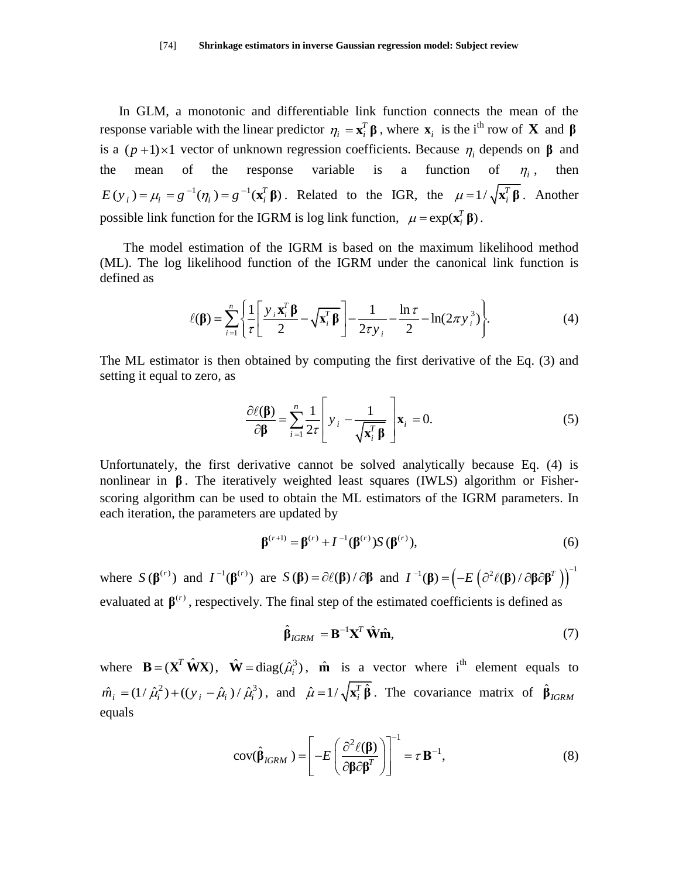In GLM, a monotonic and differentiable link function connects the mean of the response variable with the linear predictor $\eta_i = \mathbf{x}_i^T \boldsymbol{\beta}$, where $\mathbf{x}_i$ is the i[th] row of $\mathbf{X}$ and $\boldsymbol{\beta}$ is a $(p+1)\times 1$ vector of unknown regression coefficients. Because $\eta_i$ depends on $\boldsymbol{\beta}$ and the mean of the response variable is a function of $\eta_i$, then $E(y_i) = \mu_i = g^{-1}(\eta_i) = g^{-1}(\mathbf{x}_i^T \boldsymbol{\beta})$. Related to the IGR, the $\mu = 1/\sqrt{\mathbf{x}_i^T \boldsymbol{\beta}}$. Another possible link function for the IGRM is log link function, $\mu = \exp(\mathbf{x}_i^T \boldsymbol{\beta})$.

The model estimation of the IGRM is based on the maximum likelihood method (ML). The log likelihood function of the IGRM under the canonical link function is defined as

$$\ell(\boldsymbol{\beta}) = \sum_{i=1}^{n} \left\{ \frac{1}{\tau} \left[ \frac{y_i \mathbf{x}_i^T \boldsymbol{\beta}}{2} - \sqrt{\mathbf{x}_i^T \boldsymbol{\beta}} \right] - \frac{1}{2\tau y_i} - \frac{\ln \tau}{2} - \ln(2\pi y_i^3) \right\}. \tag{4}$$

The ML estimator is then obtained by computing the first derivative of the Eq. (3) and setting it equal to zero, as

$$\frac{\partial \ell(\boldsymbol{\beta})}{\partial \boldsymbol{\beta}} = \sum_{i=1}^{n} \frac{1}{2\tau} \left[ y_i - \frac{1}{\sqrt{\mathbf{x}_i^T \boldsymbol{\beta}}} \right] \mathbf{x}_i = 0. \tag{5}$$

Unfortunately, the first derivative cannot be solved analytically because Eq. (4) is nonlinear in $\boldsymbol{\beta}$. The iteratively weighted least squares (IWLS) algorithm or Fisher-scoring algorithm can be used to obtain the ML estimators of the IGRM parameters. In each iteration, the parameters are updated by

$$\boldsymbol{\beta}^{(r+1)} = \boldsymbol{\beta}^{(r)} + I^{-1}(\boldsymbol{\beta}^{(r)}) S(\boldsymbol{\beta}^{(r)}), \tag{6}$$

where $S(\boldsymbol{\beta}^{(r)})$ and $I^{-1}(\boldsymbol{\beta}^{(r)})$ are $S(\boldsymbol{\beta}) = \partial \ell(\boldsymbol{\beta}) / \partial \boldsymbol{\beta}$ and $I^{-1}(\boldsymbol{\beta}) = \left( -E\left( \partial^2 \ell(\boldsymbol{\beta}) / \partial \boldsymbol{\beta} \partial \boldsymbol{\beta}^T \right) \right)^{-1}$ evaluated at $\boldsymbol{\beta}^{(r)}$, respectively. The final step of the estimated coefficients is defined as

$$\hat{\boldsymbol{\beta}}_{IGRM} = \mathbf{B}^{-1} \mathbf{X}^T \hat{\mathbf{W}} \hat{\mathbf{m}}, \tag{7}$$

where $\mathbf{B} = (\mathbf{X}^T \hat{\mathbf{W}} \mathbf{X})$, $\hat{\mathbf{W}} = \text{diag}(\hat{\mu}_i^3)$, $\hat{\mathbf{m}}$ is a vector where i[th] element equals to $\hat{m}_i = (1/\hat{\mu}_i^2) + ((y_i - \hat{\mu}_i)/\hat{\mu}_i^3)$, and $\hat{\mu} = 1/\sqrt{\mathbf{x}_i^T \hat{\boldsymbol{\beta}}}$. The covariance matrix of $\hat{\boldsymbol{\beta}}_{IGRM}$ equals

$$\text{cov}(\hat{\boldsymbol{\beta}}_{IGRM}) = \left[ -E\left( \frac{\partial^2 \ell(\boldsymbol{\beta})}{\partial \boldsymbol{\beta} \partial \boldsymbol{\beta}^T} \right) \right]^{-1} = \tau \mathbf{B}^{-1}, \tag{8}$$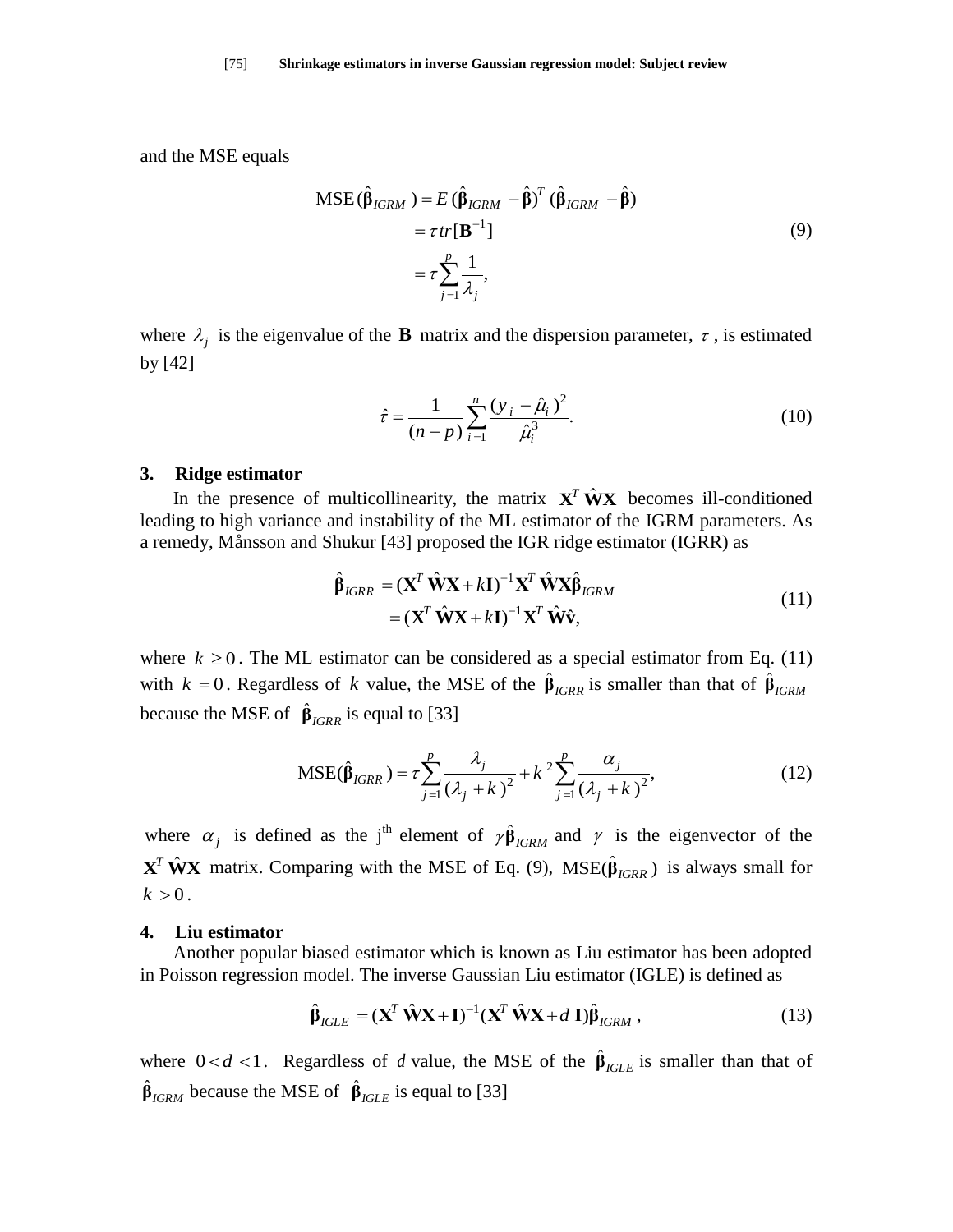and the MSE equals

$$
\begin{aligned}
\text{MSE}(\hat{\boldsymbol{\beta}}_{IGRM}) &= E(\hat{\boldsymbol{\beta}}_{IGRM} - \hat{\boldsymbol{\beta}})^T (\hat{\boldsymbol{\beta}}_{IGRM} - \hat{\boldsymbol{\beta}}) \\
&= \tau \, tr[\mathbf{B}^{-1}] \\
&= \tau \sum_{j=1}^{p} \frac{1}{\lambda_j},
\end{aligned}
\tag{9}
$$

where $\lambda_j$ is the eigenvalue of the $\mathbf{B}$ matrix and the dispersion parameter, $\tau$, is estimated by [42]

$$
\hat{\tau} = \frac{1}{(n-p)} \sum_{i=1}^{n} \frac{(y_i - \hat{\mu}_i)^2}{\hat{\mu}_i^3}. \tag{10}
$$

## 3. Ridge estimator

In the presence of multicollinearity, the matrix $\mathbf{X}^T \hat{\mathbf{W}} \mathbf{X}$ becomes ill-conditioned leading to high variance and instability of the ML estimator of the IGRM parameters. As a remedy, Månsson and Shukur [43] proposed the IGR ridge estimator (IGRR) as

$$
\begin{aligned}
\hat{\boldsymbol{\beta}}_{IGRR} &= (\mathbf{X}^T \hat{\mathbf{W}} \mathbf{X} + k\mathbf{I})^{-1} \mathbf{X}^T \hat{\mathbf{W}} \mathbf{X} \hat{\boldsymbol{\beta}}_{IGRM} \\
&= (\mathbf{X}^T \hat{\mathbf{W}} \mathbf{X} + k\mathbf{I})^{-1} \mathbf{X}^T \hat{\mathbf{W}} \hat{\mathbf{v}},
\end{aligned}
\tag{11}
$$

where $k \geq 0$. The ML estimator can be considered as a special estimator from Eq. (11) with $k = 0$. Regardless of $k$ value, the MSE of the $\hat{\boldsymbol{\beta}}_{IGRR}$ is smaller than that of $\hat{\boldsymbol{\beta}}_{IGRM}$ because the MSE of $\hat{\boldsymbol{\beta}}_{IGRR}$ is equal to [33]

$$
\text{MSE}(\hat{\boldsymbol{\beta}}_{IGRR}) = \tau \sum_{j=1}^{p} \frac{\lambda_j}{(\lambda_j + k)^2} + k^2 \sum_{j=1}^{p} \frac{\alpha_j}{(\lambda_j + k)^2}, \tag{12}
$$

where $\alpha_j$ is defined as the j[th] element of $\gamma \hat{\boldsymbol{\beta}}_{IGRM}$ and $\gamma$ is the eigenvector of the $\mathbf{X}^T \hat{\mathbf{W}} \mathbf{X}$ matrix. Comparing with the MSE of Eq. (9), $\text{MSE}(\hat{\boldsymbol{\beta}}_{IGRR})$ is always small for $k > 0$.

## 4. Liu estimator

Another popular biased estimator which is known as Liu estimator has been adopted in Poisson regression model. The inverse Gaussian Liu estimator (IGLE) is defined as

$$
\hat{\boldsymbol{\beta}}_{IGLE} = (\mathbf{X}^T \hat{\mathbf{W}} \mathbf{X} + \mathbf{I})^{-1} (\mathbf{X}^T \hat{\mathbf{W}} \mathbf{X} + d\,\mathbf{I}) \hat{\boldsymbol{\beta}}_{IGRM}, \tag{13}
$$

where $0 < d < 1$. Regardless of $d$ value, the MSE of the $\hat{\boldsymbol{\beta}}_{IGLE}$ is smaller than that of $\hat{\boldsymbol{\beta}}_{IGRM}$ because the MSE of $\hat{\boldsymbol{\beta}}_{IGLE}$ is equal to [33]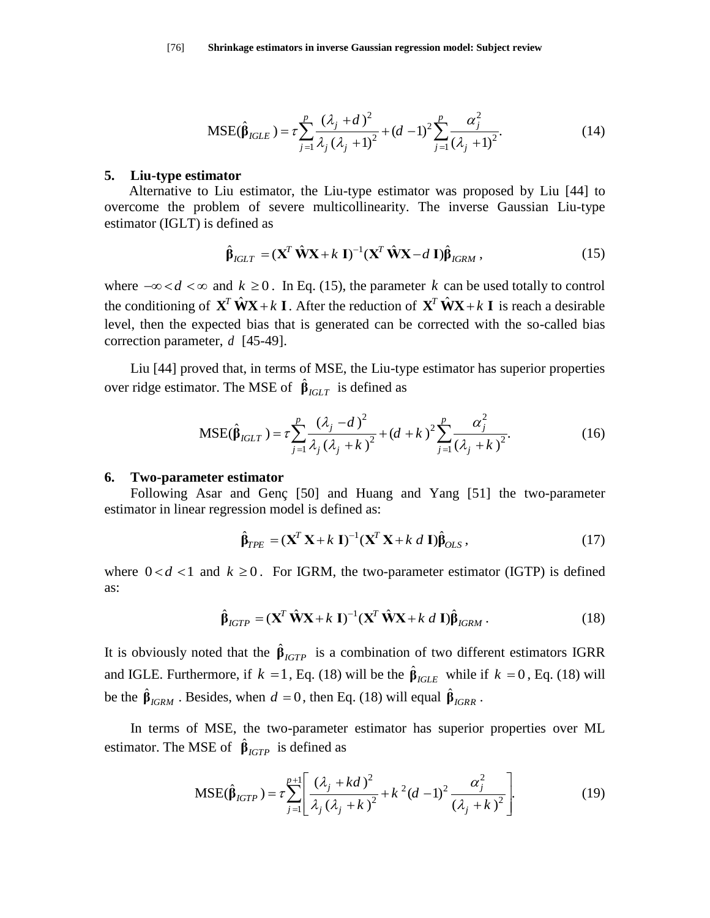$$\text{MSE}(\hat{\boldsymbol{\beta}}_{IGLE}) = \tau \sum_{j=1}^{p} \frac{(\lambda_j + d)^2}{\lambda_j (\lambda_j + 1)^2} + (d-1)^2 \sum_{j=1}^{p} \frac{\alpha_j^2}{(\lambda_j + 1)^2}. \tag{14}$$

## 5. Liu-type estimator

Alternative to Liu estimator, the Liu-type estimator was proposed by Liu [44] to overcome the problem of severe multicollinearity. The inverse Gaussian Liu-type estimator (IGLT) is defined as

$$\hat{\boldsymbol{\beta}}_{IGLT} = (\mathbf{X}^T \hat{\mathbf{W}} \mathbf{X} + k\,\mathbf{I})^{-1} (\mathbf{X}^T \hat{\mathbf{W}} \mathbf{X} - d\,\mathbf{I}) \hat{\boldsymbol{\beta}}_{IGRM}, \tag{15}$$

where $-\infty < d < \infty$ and $k \geq 0$. In Eq. (15), the parameter $k$ can be used totally to control the conditioning of $\mathbf{X}^T \hat{\mathbf{W}} \mathbf{X} + k\,\mathbf{I}$. After the reduction of $\mathbf{X}^T \hat{\mathbf{W}} \mathbf{X} + k\,\mathbf{I}$ is reach a desirable level, then the expected bias that is generated can be corrected with the so-called bias correction parameter, $d$ [45-49].

Liu [44] proved that, in terms of MSE, the Liu-type estimator has superior properties over ridge estimator. The MSE of $\hat{\boldsymbol{\beta}}_{IGLT}$ is defined as

$$\text{MSE}(\hat{\boldsymbol{\beta}}_{IGLT}) = \tau \sum_{j=1}^{p} \frac{(\lambda_j - d)^2}{\lambda_j (\lambda_j + k)^2} + (d + k)^2 \sum_{j=1}^{p} \frac{\alpha_j^2}{(\lambda_j + k)^2}. \tag{16}$$

## 6. Two-parameter estimator

Following Asar and Genç [50] and Huang and Yang [51] the two-parameter estimator in linear regression model is defined as:

$$\hat{\boldsymbol{\beta}}_{TPE} = (\mathbf{X}^T \mathbf{X} + k\,\mathbf{I})^{-1} (\mathbf{X}^T \mathbf{X} + k\,d\,\mathbf{I}) \hat{\boldsymbol{\beta}}_{OLS}, \tag{17}$$

where $0 < d < 1$ and $k \geq 0$. For IGRM, the two-parameter estimator (IGTP) is defined as:

$$\hat{\boldsymbol{\beta}}_{IGTP} = (\mathbf{X}^T \hat{\mathbf{W}} \mathbf{X} + k\,\mathbf{I})^{-1} (\mathbf{X}^T \hat{\mathbf{W}} \mathbf{X} + k\,d\,\mathbf{I}) \hat{\boldsymbol{\beta}}_{IGRM}. \tag{18}$$

It is obviously noted that the $\hat{\boldsymbol{\beta}}_{IGTP}$ is a combination of two different estimators IGRR and IGLE. Furthermore, if $k = 1$, Eq. (18) will be the $\hat{\boldsymbol{\beta}}_{IGLE}$ while if $k = 0$, Eq. (18) will be the $\hat{\boldsymbol{\beta}}_{IGRM}$. Besides, when $d = 0$, then Eq. (18) will equal $\hat{\boldsymbol{\beta}}_{IGRR}$.

In terms of MSE, the two-parameter estimator has superior properties over ML estimator. The MSE of $\hat{\boldsymbol{\beta}}_{IGTP}$ is defined as

$$\text{MSE}(\hat{\boldsymbol{\beta}}_{IGTP}) = \tau \sum_{j=1}^{p+1} \left[ \frac{(\lambda_j + kd)^2}{\lambda_j (\lambda_j + k)^2} + k^2 (d-1)^2 \frac{\alpha_j^2}{(\lambda_j + k)^2} \right]. \tag{19}$$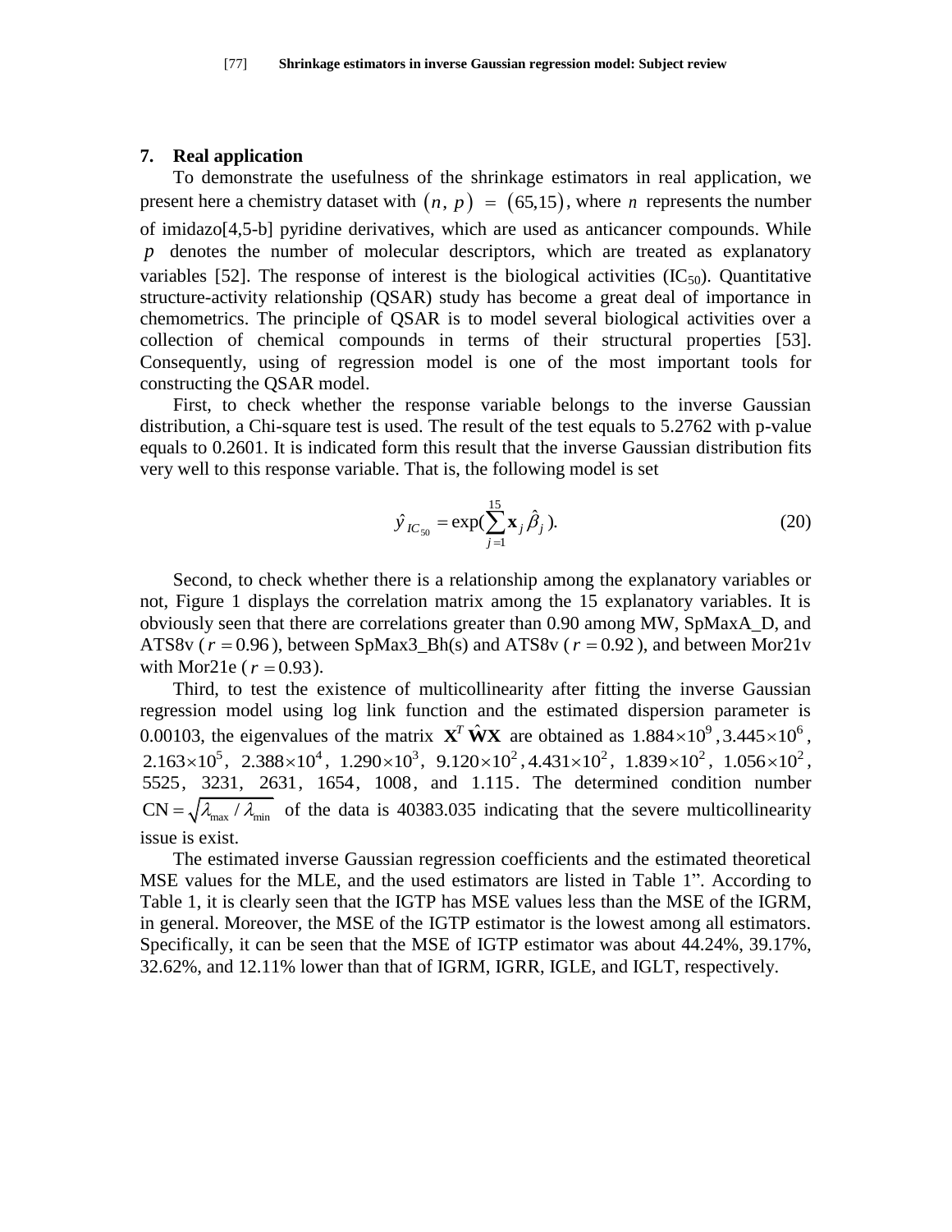## 7. Real application

To demonstrate the usefulness of the shrinkage estimators in real application, we present here a chemistry dataset with $(n, p) = (65,15)$, where $n$ represents the number of imidazo[4,5-b] pyridine derivatives, which are used as anticancer compounds. While $p$ denotes the number of molecular descriptors, which are treated as explanatory variables [52]. The response of interest is the biological activities ($IC_{50}$). Quantitative structure-activity relationship (QSAR) study has become a great deal of importance in chemometrics. The principle of QSAR is to model several biological activities over a collection of chemical compounds in terms of their structural properties [53]. Consequently, using of regression model is one of the most important tools for constructing the QSAR model.

First, to check whether the response variable belongs to the inverse Gaussian distribution, a Chi-square test is used. The result of the test equals to 5.2762 with p-value equals to 0.2601. It is indicated form this result that the inverse Gaussian distribution fits very well to this response variable. That is, the following model is set

$$\hat{y}_{IC_{50}} = \exp\left(\sum_{j=1}^{15} \mathbf{x}_j \hat{\beta}_j\right). \tag{20}$$

Second, to check whether there is a relationship among the explanatory variables or not, Figure 1 displays the correlation matrix among the 15 explanatory variables. It is obviously seen that there are correlations greater than 0.90 among MW, SpMaxA_D, and ATS8v ($r = 0.96$), between SpMax3_Bh(s) and ATS8v ($r = 0.92$), and between Mor21v with Mor21e ($r = 0.93$).

Third, to test the existence of multicollinearity after fitting the inverse Gaussian regression model using log link function and the estimated dispersion parameter is 0.00103, the eigenvalues of the matrix $\mathbf{X}^T \hat{\mathbf{W}} \mathbf{X}$ are obtained as $1.884 \times 10^9$, $3.445 \times 10^6$, $2.163 \times 10^5$, $2.388 \times 10^4$, $1.290 \times 10^3$, $9.120 \times 10^2$, $4.431 \times 10^2$, $1.839 \times 10^2$, $1.056 \times 10^2$, $5525$, $3231$, $2631$, $1654$, $1008$, and $1.115$. The determined condition number $\mathrm{CN} = \sqrt{\lambda_{\max} / \lambda_{\min}}$ of the data is 40383.035 indicating that the severe multicollinearity issue is exist.

The estimated inverse Gaussian regression coefficients and the estimated theoretical MSE values for the MLE, and the used estimators are listed in Table 1". According to Table 1, it is clearly seen that the IGTP has MSE values less than the MSE of the IGRM, in general. Moreover, the MSE of the IGTP estimator is the lowest among all estimators. Specifically, it can be seen that the MSE of IGTP estimator was about 44.24%, 39.17%, 32.62%, and 12.11% lower than that of IGRM, IGRR, IGLE, and IGLT, respectively.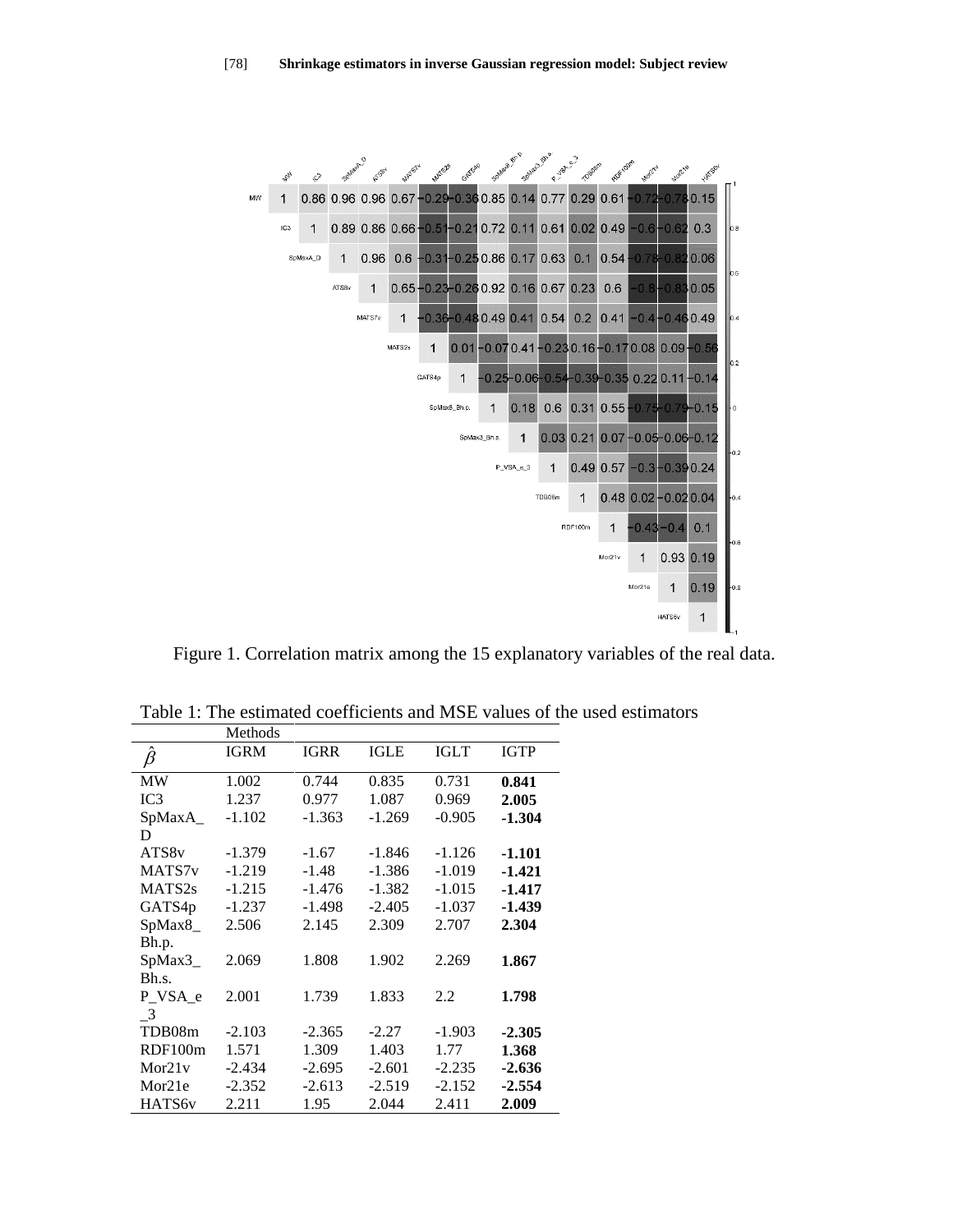| | MW | IC3 | SpMaxA_D | ATS8v | MATS7v | MATS2s | GATS4p | SpMax8_Bh.p | SpMax3_Bh.s | P_VSA_e_3 | TDB08m | RDF100m | Mor21v | Mor21e | HATS6v |
|---|---|---|---|---|---|---|---|---|---|---|---|---|---|---|---|
| MW | 1 | 0.86 | 0.96 | 0.96 | 0.67 | -0.29 | -0.36 | 0.85 | 0.14 | 0.77 | 0.29 | 0.61 | -0.72 | -0.78 | 0.15 |
| IC3 | | 1 | 0.89 | 0.86 | 0.66 | -0.51 | -0.21 | 0.72 | 0.11 | 0.61 | 0.02 | 0.49 | -0.6 | -0.62 | 0.3 |
| SpMaxA_D | | | 1 | 0.96 | 0.6 | -0.31 | -0.25 | 0.86 | 0.17 | 0.63 | 0.1 | 0.54 | -0.78 | -0.82 | 0.06 |
| ATS8v | | | | 1 | 0.65 | -0.23 | -0.26 | 0.92 | 0.16 | 0.67 | 0.23 | 0.6 | -0.8 | -0.83 | 0.05 |
| MATS7v | | | | | 1 | -0.36 | -0.48 | 0.49 | 0.41 | 0.54 | 0.2 | 0.41 | -0.4 | -0.46 | 0.49 |
| MATS2s | | | | | | 1 | 0.01 | -0.07 | 0.41 | -0.23 | 0.16 | -0.17 | 0.08 | 0.09 | -0.56 |
| GATS4p | | | | | | | 1 | -0.25 | -0.06 | -0.54 | -0.39 | -0.35 | 0.22 | 0.11 | -0.14 |
| SpMax8_Bh.p | | | | | | | | 1 | 0.18 | 0.6 | 0.31 | 0.55 | -0.75 | -0.79 | -0.15 |
| SpMax3_Bh.s | | | | | | | | | 1 | 0.03 | 0.21 | 0.07 | -0.05 | -0.06 | -0.12 |
| P_VSA_e_3 | | | | | | | | | | 1 | 0.49 | 0.57 | -0.3 | -0.39 | 0.24 |
| TDB08m | | | | | | | | | | | 1 | 0.48 | 0.02 | -0.02 | 0.04 |
| RDF100m | | | | | | | | | | | | 1 | -0.43 | -0.4 | 0.1 |
| Mor21v | | | | | | | | | | | | | 1 | 0.93 | 0.19 |
| Mor21e | | | | | | | | | | | | | | 1 | 0.19 |
| HATS6v | | | | | | | | | | | | | | | 1 |

Figure 1. Correlation matrix among the 15 explanatory variables of the real data.

Table 1: The estimated coefficients and MSE values of the used estimators

| $\hat{\beta}$ | Methods IGRM | IGRR | IGLE | IGLT | IGTP |
|---|---|---|---|---|---|
| MW | 1.002 | 0.744 | 0.835 | 0.731 | **0.841** |
| IC3 | 1.237 | 0.977 | 1.087 | 0.969 | **2.005** |
| SpMaxA_D | -1.102 | -1.363 | -1.269 | -0.905 | **-1.304** |
| ATS8v | -1.379 | -1.67 | -1.846 | -1.126 | **-1.101** |
| MATS7v | -1.219 | -1.48 | -1.386 | -1.019 | **-1.421** |
| MATS2s | -1.215 | -1.476 | -1.382 | -1.015 | **-1.417** |
| GATS4p | -1.237 | -1.498 | -2.405 | -1.037 | **-1.439** |
| SpMax8_Bh.p. | 2.506 | 2.145 | 2.309 | 2.707 | **2.304** |
| SpMax3_Bh.s. | 2.069 | 1.808 | 1.902 | 2.269 | **1.867** |
| P_VSA_e_3 | 2.001 | 1.739 | 1.833 | 2.2 | **1.798** |
| TDB08m | -2.103 | -2.365 | -2.27 | -1.903 | **-2.305** |
| RDF100m | 1.571 | 1.309 | 1.403 | 1.77 | **1.368** |
| Mor21v | -2.434 | -2.695 | -2.601 | -2.235 | **-2.636** |
| Mor21e | -2.352 | -2.613 | -2.519 | -2.152 | **-2.554** |
| HATS6v | 2.211 | 1.95 | 2.044 | 2.411 | **2.009** |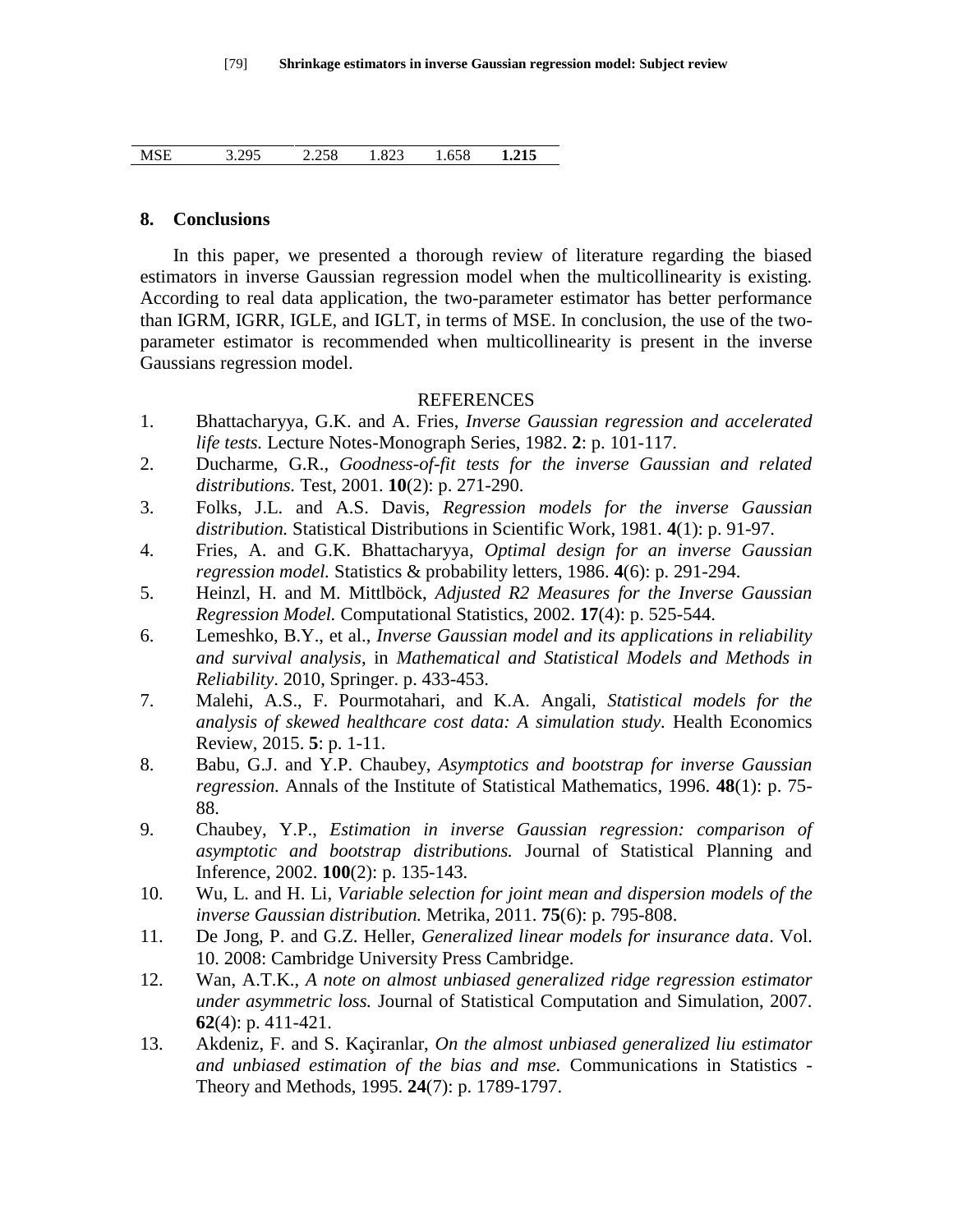| MSE | 3.295 | 2.258 | 1.823 | 1.658 | **1.215** |
|---|---|---|---|---|---|

## 8. Conclusions

In this paper, we presented a thorough review of literature regarding the biased estimators in inverse Gaussian regression model when the multicollinearity is existing. According to real data application, the two-parameter estimator has better performance than IGRM, IGRR, IGLE, and IGLT, in terms of MSE. In conclusion, the use of the two-parameter estimator is recommended when multicollinearity is present in the inverse Gaussians regression model.

REFERENCES

1. Bhattacharyya, G.K. and A. Fries, *Inverse Gaussian regression and accelerated life tests.* Lecture Notes-Monograph Series, 1982. **2**: p. 101-117.
2. Ducharme, G.R., *Goodness-of-fit tests for the inverse Gaussian and related distributions.* Test, 2001. **10**(2): p. 271-290.
3. Folks, J.L. and A.S. Davis, *Regression models for the inverse Gaussian distribution.* Statistical Distributions in Scientific Work, 1981. **4**(1): p. 91-97.
4. Fries, A. and G.K. Bhattacharyya, *Optimal design for an inverse Gaussian regression model.* Statistics & probability letters, 1986. **4**(6): p. 291-294.
5. Heinzl, H. and M. Mittlböck, *Adjusted R2 Measures for the Inverse Gaussian Regression Model.* Computational Statistics, 2002. **17**(4): p. 525-544.
6. Lemeshko, B.Y., et al., *Inverse Gaussian model and its applications in reliability and survival analysis*, in *Mathematical and Statistical Models and Methods in Reliability*. 2010, Springer. p. 433-453.
7. Malehi, A.S., F. Pourmotahari, and K.A. Angali, *Statistical models for the analysis of skewed healthcare cost data: A simulation study*. Health Economics Review, 2015. **5**: p. 1-11.
8. Babu, G.J. and Y.P. Chaubey, *Asymptotics and bootstrap for inverse Gaussian regression.* Annals of the Institute of Statistical Mathematics, 1996. **48**(1): p. 75-88.
9. Chaubey, Y.P., *Estimation in inverse Gaussian regression: comparison of asymptotic and bootstrap distributions.* Journal of Statistical Planning and Inference, 2002. **100**(2): p. 135-143.
10. Wu, L. and H. Li, *Variable selection for joint mean and dispersion models of the inverse Gaussian distribution.* Metrika, 2011. **75**(6): p. 795-808.
11. De Jong, P. and G.Z. Heller, *Generalized linear models for insurance data*. Vol. 10. 2008: Cambridge University Press Cambridge.
12. Wan, A.T.K., *A note on almost unbiased generalized ridge regression estimator under asymmetric loss.* Journal of Statistical Computation and Simulation, 2007. **62**(4): p. 411-421.
13. Akdeniz, F. and S. Kaçiranlar, *On the almost unbiased generalized liu estimator and unbiased estimation of the bias and mse.* Communications in Statistics - Theory and Methods, 1995. **24**(7): p. 1789-1797.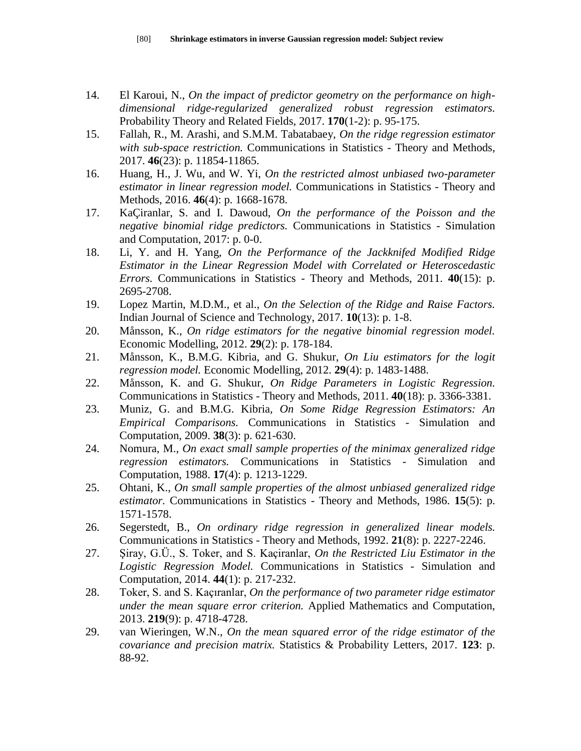14. El Karoui, N., *On the impact of predictor geometry on the performance on high-dimensional ridge-regularized generalized robust regression estimators.* Probability Theory and Related Fields, 2017. **170**(1-2): p. 95-175.
15. Fallah, R., M. Arashi, and S.M.M. Tabatabaey, *On the ridge regression estimator with sub-space restriction.* Communications in Statistics - Theory and Methods, 2017. **46**(23): p. 11854-11865.
16. Huang, H., J. Wu, and W. Yi, *On the restricted almost unbiased two-parameter estimator in linear regression model.* Communications in Statistics - Theory and Methods, 2016. **46**(4): p. 1668-1678.
17. KaÇiranlar, S. and I. Dawoud, *On the performance of the Poisson and the negative binomial ridge predictors.* Communications in Statistics - Simulation and Computation, 2017: p. 0-0.
18. Li, Y. and H. Yang, *On the Performance of the Jackknifed Modified Ridge Estimator in the Linear Regression Model with Correlated or Heteroscedastic Errors.* Communications in Statistics - Theory and Methods, 2011. **40**(15): p. 2695-2708.
19. Lopez Martin, M.D.M., et al., *On the Selection of the Ridge and Raise Factors.* Indian Journal of Science and Technology, 2017. **10**(13): p. 1-8.
20. Månsson, K., *On ridge estimators for the negative binomial regression model.* Economic Modelling, 2012. **29**(2): p. 178-184.
21. Månsson, K., B.M.G. Kibria, and G. Shukur, *On Liu estimators for the logit regression model.* Economic Modelling, 2012. **29**(4): p. 1483-1488.
22. Månsson, K. and G. Shukur, *On Ridge Parameters in Logistic Regression.* Communications in Statistics - Theory and Methods, 2011. **40**(18): p. 3366-3381.
23. Muniz, G. and B.M.G. Kibria, *On Some Ridge Regression Estimators: An Empirical Comparisons.* Communications in Statistics - Simulation and Computation, 2009. **38**(3): p. 621-630.
24. Nomura, M., *On exact small sample properties of the minimax generalized ridge regression estimators.* Communications in Statistics - Simulation and Computation, 1988. **17**(4): p. 1213-1229.
25. Ohtani, K., *On small sample properties of the almost unbiased generalized ridge estimator.* Communications in Statistics - Theory and Methods, 1986. **15**(5): p. 1571-1578.
26. Segerstedt, B., *On ordinary ridge regression in generalized linear models.* Communications in Statistics - Theory and Methods, 1992. **21**(8): p. 2227-2246.
27. Şiray, G.Ü., S. Toker, and S. Kaçiranlar, *On the Restricted Liu Estimator in the Logistic Regression Model.* Communications in Statistics - Simulation and Computation, 2014. **44**(1): p. 217-232.
28. Toker, S. and S. Kaçıranlar, *On the performance of two parameter ridge estimator under the mean square error criterion.* Applied Mathematics and Computation, 2013. **219**(9): p. 4718-4728.
29. van Wieringen, W.N., *On the mean squared error of the ridge estimator of the covariance and precision matrix.* Statistics & Probability Letters, 2017. **123**: p. 88-92.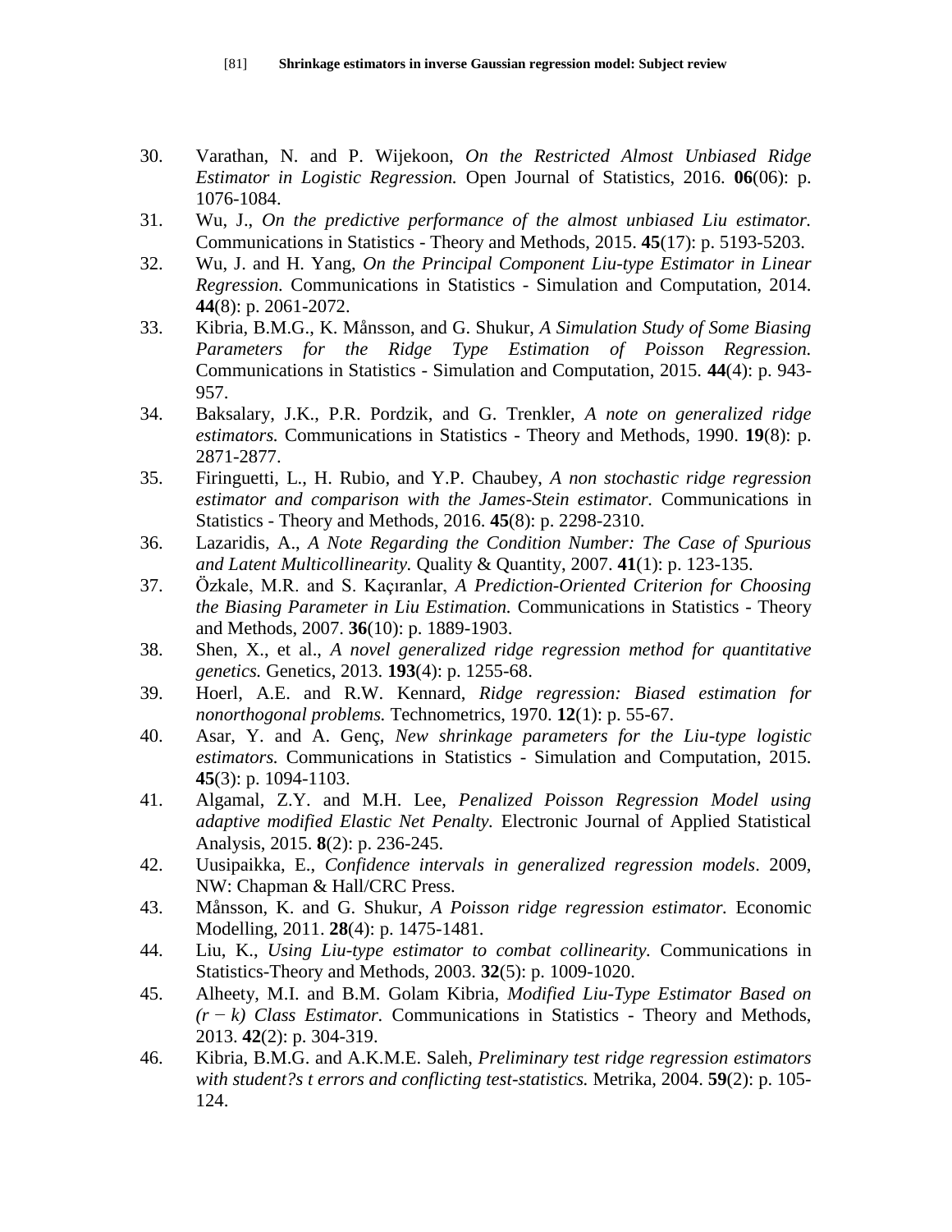30. Varathan, N. and P. Wijekoon, *On the Restricted Almost Unbiased Ridge Estimator in Logistic Regression.* Open Journal of Statistics, 2016. **06**(06): p. 1076-1084.
31. Wu, J., *On the predictive performance of the almost unbiased Liu estimator.* Communications in Statistics - Theory and Methods, 2015. **45**(17): p. 5193-5203.
32. Wu, J. and H. Yang, *On the Principal Component Liu-type Estimator in Linear Regression.* Communications in Statistics - Simulation and Computation, 2014. **44**(8): p. 2061-2072.
33. Kibria, B.M.G., K. Månsson, and G. Shukur, *A Simulation Study of Some Biasing Parameters for the Ridge Type Estimation of Poisson Regression.* Communications in Statistics - Simulation and Computation, 2015. **44**(4): p. 943-957.
34. Baksalary, J.K., P.R. Pordzik, and G. Trenkler, *A note on generalized ridge estimators.* Communications in Statistics - Theory and Methods, 1990. **19**(8): p. 2871-2877.
35. Firinguetti, L., H. Rubio, and Y.P. Chaubey, *A non stochastic ridge regression estimator and comparison with the James-Stein estimator.* Communications in Statistics - Theory and Methods, 2016. **45**(8): p. 2298-2310.
36. Lazaridis, A., *A Note Regarding the Condition Number: The Case of Spurious and Latent Multicollinearity.* Quality & Quantity, 2007. **41**(1): p. 123-135.
37. Özkale, M.R. and S. Kaçıranlar, *A Prediction-Oriented Criterion for Choosing the Biasing Parameter in Liu Estimation.* Communications in Statistics - Theory and Methods, 2007. **36**(10): p. 1889-1903.
38. Shen, X., et al., *A novel generalized ridge regression method for quantitative genetics.* Genetics, 2013. **193**(4): p. 1255-68.
39. Hoerl, A.E. and R.W. Kennard, *Ridge regression: Biased estimation for nonorthogonal problems.* Technometrics, 1970. **12**(1): p. 55-67.
40. Asar, Y. and A. Genç, *New shrinkage parameters for the Liu-type logistic estimators.* Communications in Statistics - Simulation and Computation, 2015. **45**(3): p. 1094-1103.
41. Algamal, Z.Y. and M.H. Lee, *Penalized Poisson Regression Model using adaptive modified Elastic Net Penalty.* Electronic Journal of Applied Statistical Analysis, 2015. **8**(2): p. 236-245.
42. Uusipaikka, E., *Confidence intervals in generalized regression models*. 2009, NW: Chapman & Hall/CRC Press.
43. Månsson, K. and G. Shukur, *A Poisson ridge regression estimator.* Economic Modelling, 2011. **28**(4): p. 1475-1481.
44. Liu, K., *Using Liu-type estimator to combat collinearity.* Communications in Statistics-Theory and Methods, 2003. **32**(5): p. 1009-1020.
45. Alheety, M.I. and B.M. Golam Kibria, *Modified Liu-Type Estimator Based on (r − k) Class Estimator.* Communications in Statistics - Theory and Methods, 2013. **42**(2): p. 304-319.
46. Kibria, B.M.G. and A.K.M.E. Saleh, *Preliminary test ridge regression estimators with student?s t errors and conflicting test-statistics.* Metrika, 2004. **59**(2): p. 105-124.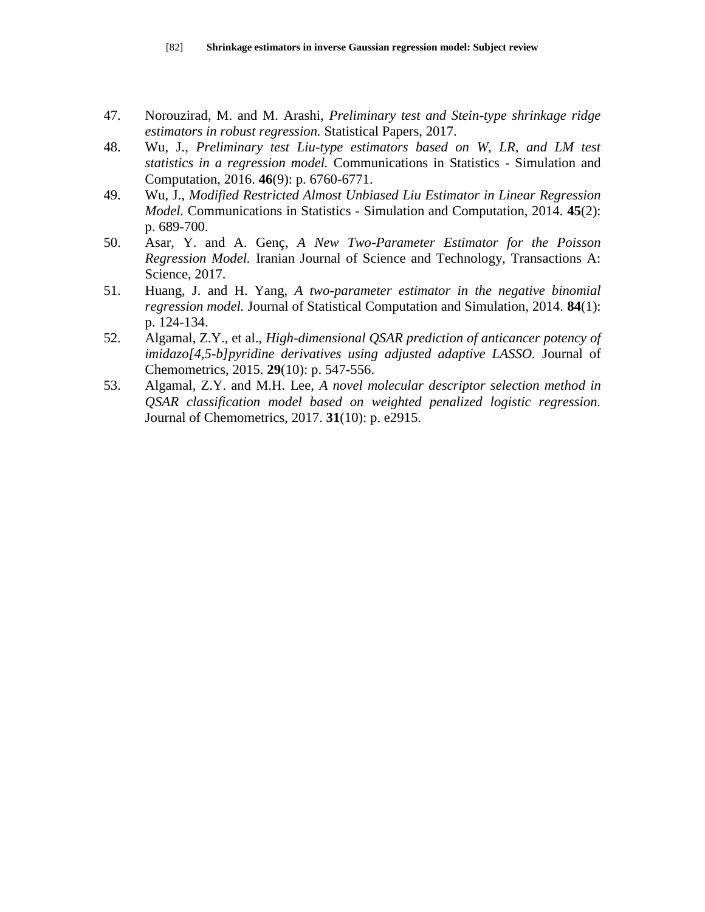47. Norouzirad, M. and M. Arashi, *Preliminary test and Stein-type shrinkage ridge estimators in robust regression.* Statistical Papers, 2017.
48. Wu, J., *Preliminary test Liu-type estimators based on W, LR, and LM test statistics in a regression model.* Communications in Statistics - Simulation and Computation, 2016. **46**(9): p. 6760-6771.
49. Wu, J., *Modified Restricted Almost Unbiased Liu Estimator in Linear Regression Model.* Communications in Statistics - Simulation and Computation, 2014. **45**(2): p. 689-700.
50. Asar, Y. and A. Genç, *A New Two-Parameter Estimator for the Poisson Regression Model.* Iranian Journal of Science and Technology, Transactions A: Science, 2017.
51. Huang, J. and H. Yang, *A two-parameter estimator in the negative binomial regression model.* Journal of Statistical Computation and Simulation, 2014. **84**(1): p. 124-134.
52. Algamal, Z.Y., et al., *High-dimensional QSAR prediction of anticancer potency of imidazo[4,5-b]pyridine derivatives using adjusted adaptive LASSO.* Journal of Chemometrics, 2015. **29**(10): p. 547-556.
53. Algamal, Z.Y. and M.H. Lee, *A novel molecular descriptor selection method in QSAR classification model based on weighted penalized logistic regression.* Journal of Chemometrics, 2017. **31**(10): p. e2915.